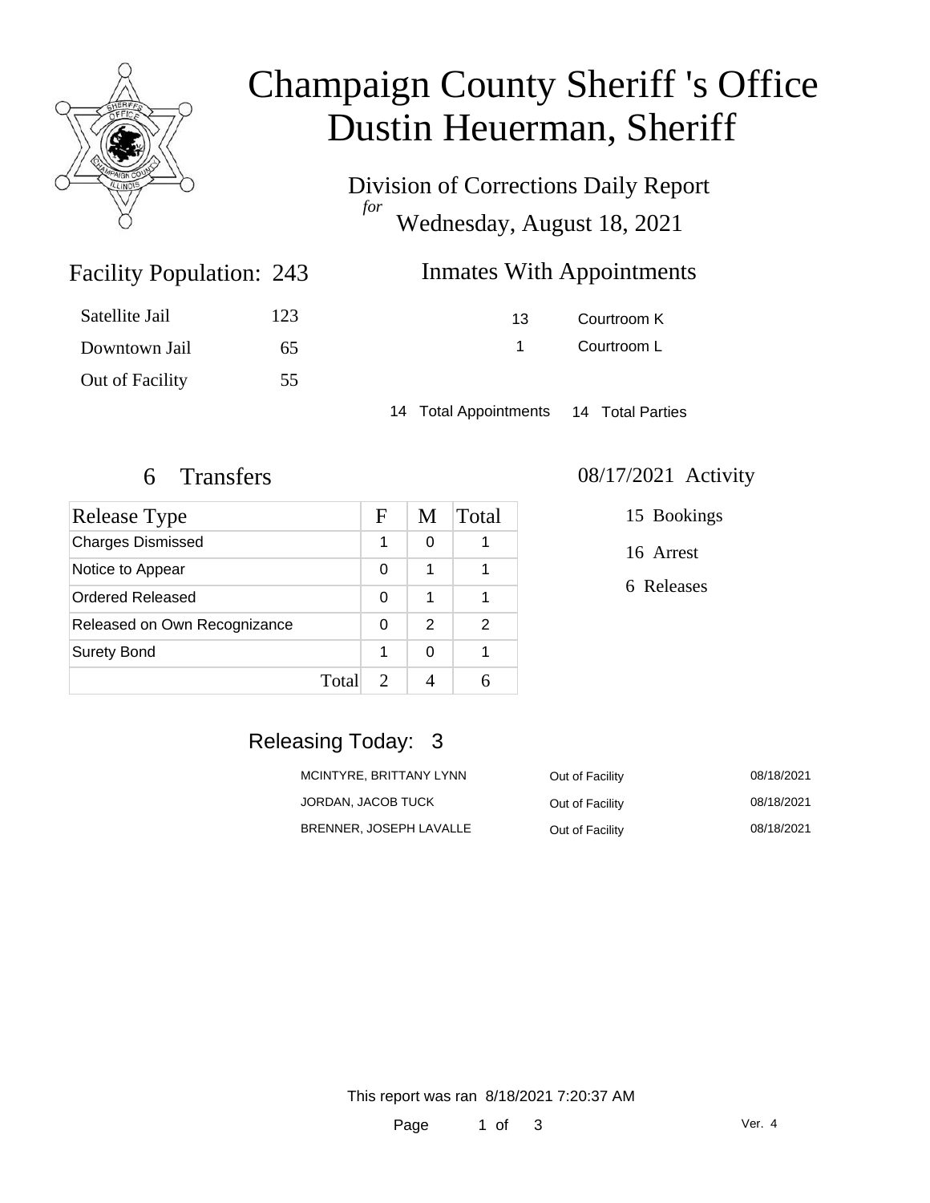# Champaign County Sheriff 's Office
# Dustin Heuerman, Sheriff

Division of Corrections Daily Report
*for*
Wednesday, August 18, 2021

## Facility Population: 243

| | |
|---|---|
| Satellite Jail | 123 |
| Downtown Jail | 65 |
| Out of Facility | 55 |

## Inmates With Appointments

| | |
|---|---|
| 13 | Courtroom K |
| 1 | Courtroom L |

14 Total Appointments 14 Total Parties

## 6 Transfers

| Release Type | F | M | Total |
|---|---|---|---|
| Charges Dismissed | 1 | 0 | 1 |
| Notice to Appear | 0 | 1 | 1 |
| Ordered Released | 0 | 1 | 1 |
| Released on Own Recognizance | 0 | 2 | 2 |
| Surety Bond | 1 | 0 | 1 |
| Total | 2 | 4 | 6 |

## 08/17/2021 Activity

15 Bookings

16 Arrest

6 Releases

## Releasing Today: 3

| | | |
|---|---|---|
| MCINTYRE, BRITTANY LYNN | Out of Facility | 08/18/2021 |
| JORDAN, JACOB TUCK | Out of Facility | 08/18/2021 |
| BRENNER, JOSEPH LAVALLE | Out of Facility | 08/18/2021 |

This report was ran 8/18/2021 7:20:37 AM

Ver. 4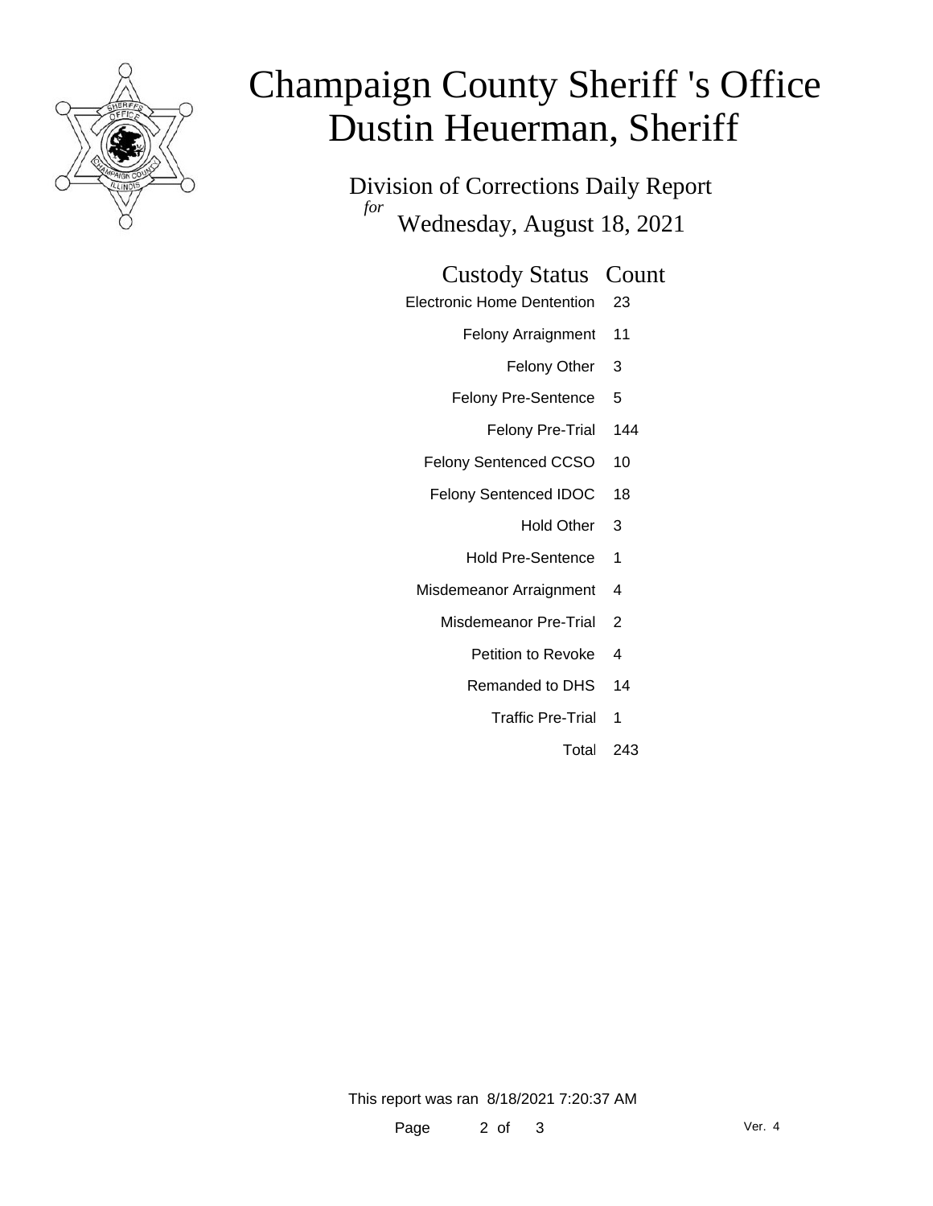# Champaign County Sheriff 's Office
# Dustin Heuerman, Sheriff

Division of Corrections Daily Report

*for* Wednesday, August 18, 2021

| Custody Status | Count |
|---|---|
| Electronic Home Dentention | 23 |
| Felony Arraignment | 11 |
| Felony Other | 3 |
| Felony Pre-Sentence | 5 |
| Felony Pre-Trial | 144 |
| Felony Sentenced CCSO | 10 |
| Felony Sentenced IDOC | 18 |
| Hold Other | 3 |
| Hold Pre-Sentence | 1 |
| Misdemeanor Arraignment | 4 |
| Misdemeanor Pre-Trial | 2 |
| Petition to Revoke | 4 |
| Remanded to DHS | 14 |
| Traffic Pre-Trial | 1 |
| Total | 243 |

This report was ran 8/18/2021 7:20:37 AM

Ver. 4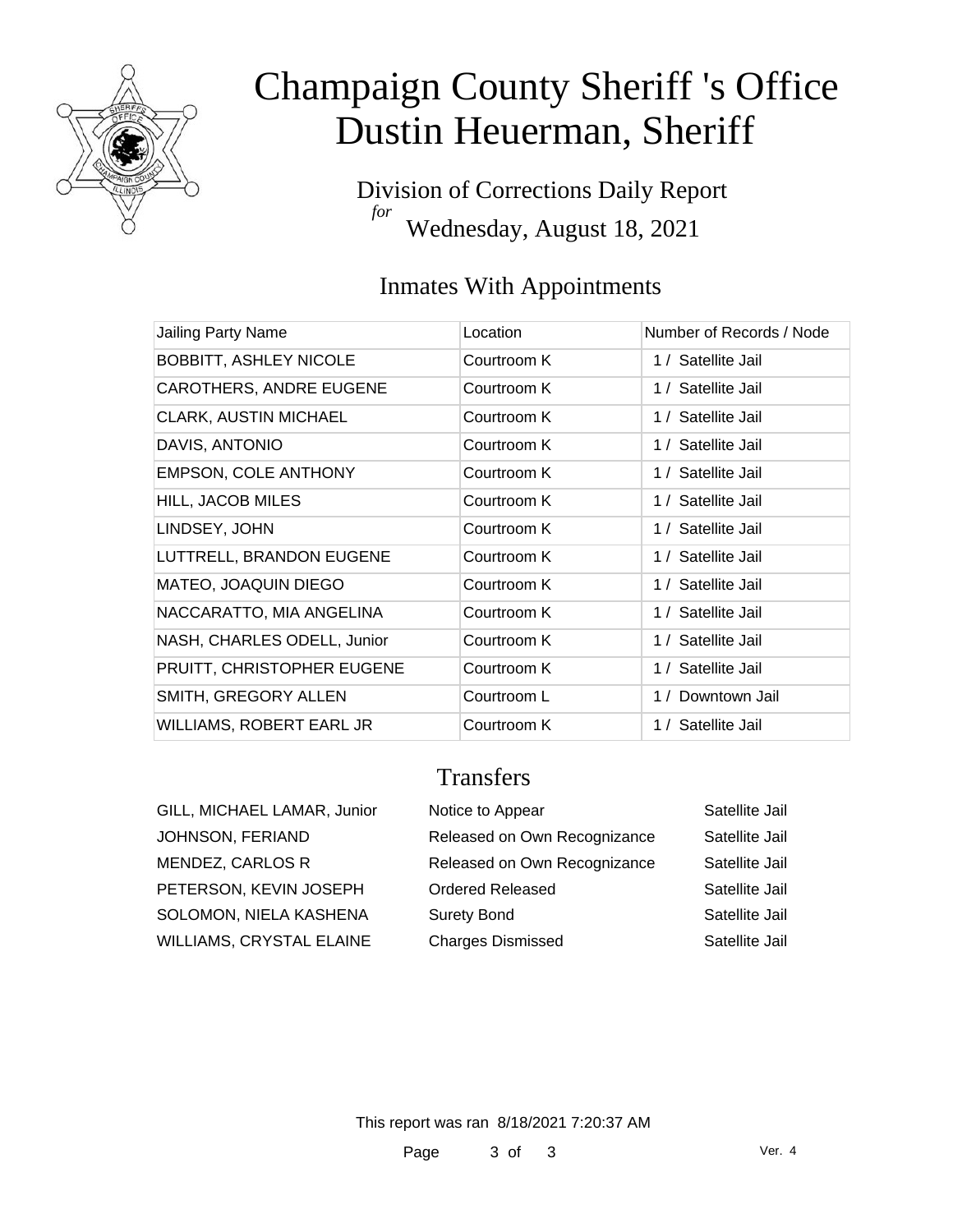# Champaign County Sheriff 's Office
# Dustin Heuerman, Sheriff

Division of Corrections Daily Report
*for*
Wednesday, August 18, 2021

## Inmates With Appointments

| Jailing Party Name | Location | Number of Records / Node |
|---|---|---|
| BOBBITT, ASHLEY NICOLE | Courtroom K | 1 / Satellite Jail |
| CAROTHERS, ANDRE EUGENE | Courtroom K | 1 / Satellite Jail |
| CLARK, AUSTIN MICHAEL | Courtroom K | 1 / Satellite Jail |
| DAVIS, ANTONIO | Courtroom K | 1 / Satellite Jail |
| EMPSON, COLE ANTHONY | Courtroom K | 1 / Satellite Jail |
| HILL, JACOB MILES | Courtroom K | 1 / Satellite Jail |
| LINDSEY, JOHN | Courtroom K | 1 / Satellite Jail |
| LUTTRELL, BRANDON EUGENE | Courtroom K | 1 / Satellite Jail |
| MATEO, JOAQUIN DIEGO | Courtroom K | 1 / Satellite Jail |
| NACCARATTO, MIA ANGELINA | Courtroom K | 1 / Satellite Jail |
| NASH, CHARLES ODELL, Junior | Courtroom K | 1 / Satellite Jail |
| PRUITT, CHRISTOPHER EUGENE | Courtroom K | 1 / Satellite Jail |
| SMITH, GREGORY ALLEN | Courtroom L | 1 / Downtown Jail |
| WILLIAMS, ROBERT EARL JR | Courtroom K | 1 / Satellite Jail |

## Transfers

| | | |
|---|---|---|
| GILL, MICHAEL LAMAR, Junior | Notice to Appear | Satellite Jail |
| JOHNSON, FERIAND | Released on Own Recognizance | Satellite Jail |
| MENDEZ, CARLOS R | Released on Own Recognizance | Satellite Jail |
| PETERSON, KEVIN JOSEPH | Ordered Released | Satellite Jail |
| SOLOMON, NIELA KASHENA | Surety Bond | Satellite Jail |
| WILLIAMS, CRYSTAL ELAINE | Charges Dismissed | Satellite Jail |

This report was ran 8/18/2021 7:20:37 AM

Ver. 4